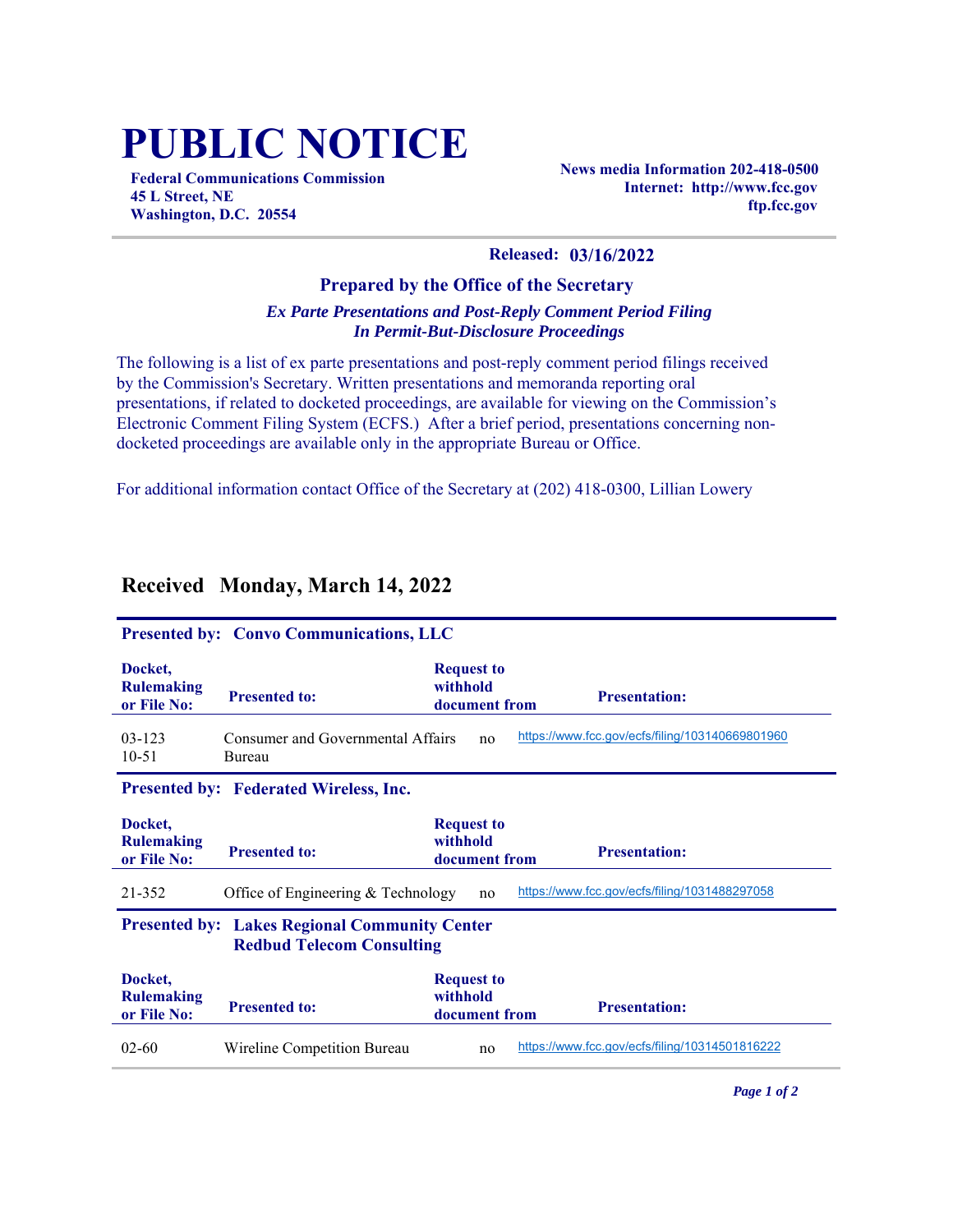# PUBLIC NOTICE

**Federal Communications Commission**
**45 L Street, NE**
**Washington, D.C. 20554**

**News media Information 202-418-0500**
**Internet: http://www.fcc.gov**
**ftp.fcc.gov**

**Released: 03/16/2022**

### Prepared by the Office of the Secretary

***Ex Parte Presentations and Post-Reply Comment Period Filing***
***In Permit-But-Disclosure Proceedings***

The following is a list of ex parte presentations and post-reply comment period filings received by the Commission's Secretary. Written presentations and memoranda reporting oral presentations, if related to docketed proceedings, are available for viewing on the Commission's Electronic Comment Filing System (ECFS.) After a brief period, presentations concerning non-docketed proceedings are available only in the appropriate Bureau or Office.

For additional information contact Office of the Secretary at (202) 418-0300, Lillian Lowery

## Received Monday, March 14, 2022

**Presented by: Convo Communications, LLC**

| Docket, Rulemaking or File No: | Presented to: | Request to withhold document from | Presentation: |
|---|---|---|---|
| 03-123<br>10-51 | Consumer and Governmental Affairs Bureau | no | https://www.fcc.gov/ecfs/filing/103140669801960 |

**Presented by: Federated Wireless, Inc.**

| Docket, Rulemaking or File No: | Presented to: | Request to withhold document from | Presentation: |
|---|---|---|---|
| 21-352 | Office of Engineering & Technology | no | https://www.fcc.gov/ecfs/filing/1031488297058 |

**Presented by: Lakes Regional Community Center**
**Redbud Telecom Consulting**

| Docket, Rulemaking or File No: | Presented to: | Request to withhold document from | Presentation: |
|---|---|---|---|
| 02-60 | Wireline Competition Bureau | no | https://www.fcc.gov/ecfs/filing/10314501816222 |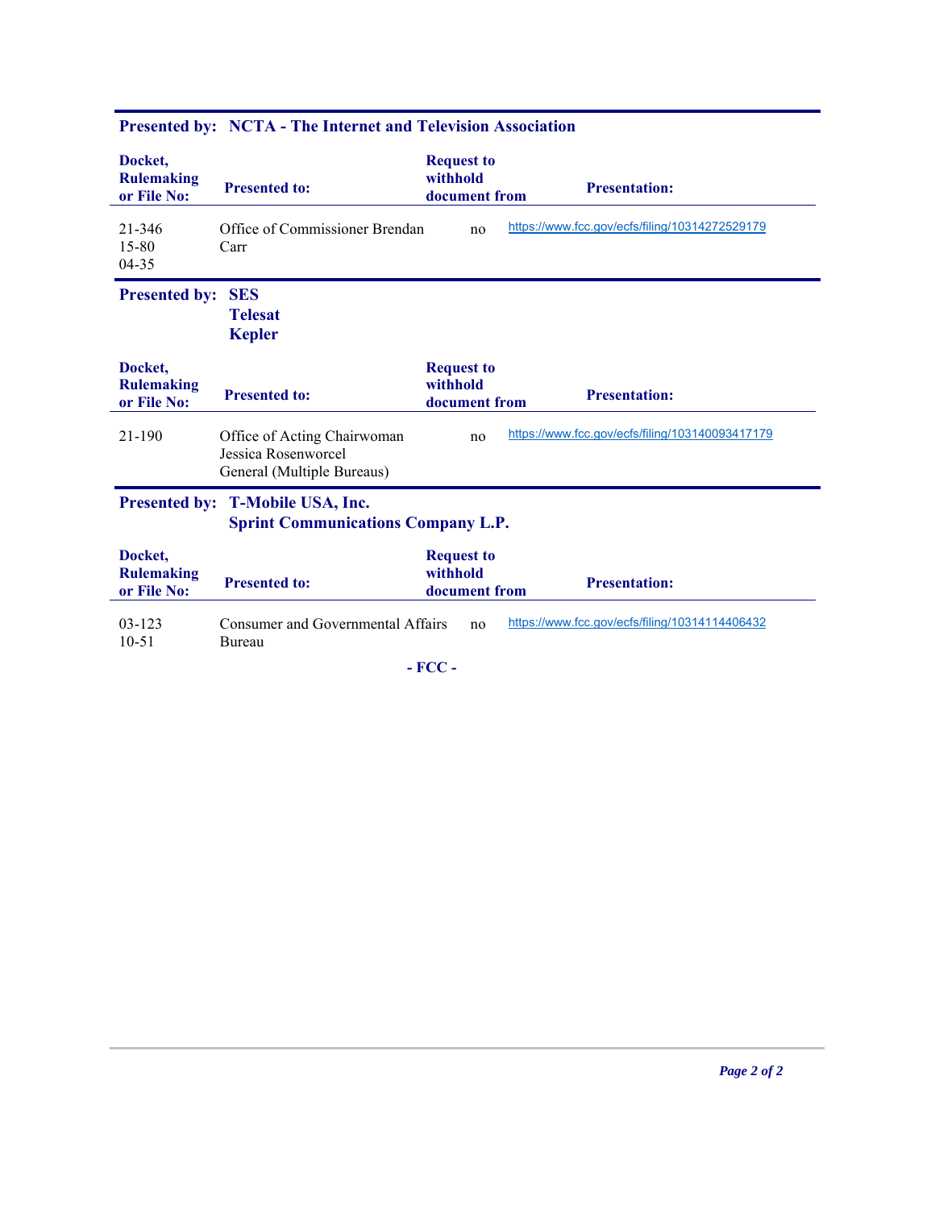**Presented by: NCTA - The Internet and Television Association**

| Docket, Rulemaking or File No: | Presented to: | Request to withhold document from | Presentation: |
|---|---|---|---|
| 21-346<br>15-80<br>04-35 | Office of Commissioner Brendan Carr | no | https://www.fcc.gov/ecfs/filing/10314272529179 |

**Presented by: SES**
**Telesat**
**Kepler**

| Docket, Rulemaking or File No: | Presented to: | Request to withhold document from | Presentation: |
|---|---|---|---|
| 21-190 | Office of Acting Chairwoman Jessica Rosenworcel<br>General (Multiple Bureaus) | no | https://www.fcc.gov/ecfs/filing/103140093417179 |

**Presented by: T-Mobile USA, Inc.**
**Sprint Communications Company L.P.**

| Docket, Rulemaking or File No: | Presented to: | Request to withhold document from | Presentation: |
|---|---|---|---|
| 03-123<br>10-51 | Consumer and Governmental Affairs Bureau | no | https://www.fcc.gov/ecfs/filing/10314114406432 |

**- FCC -**